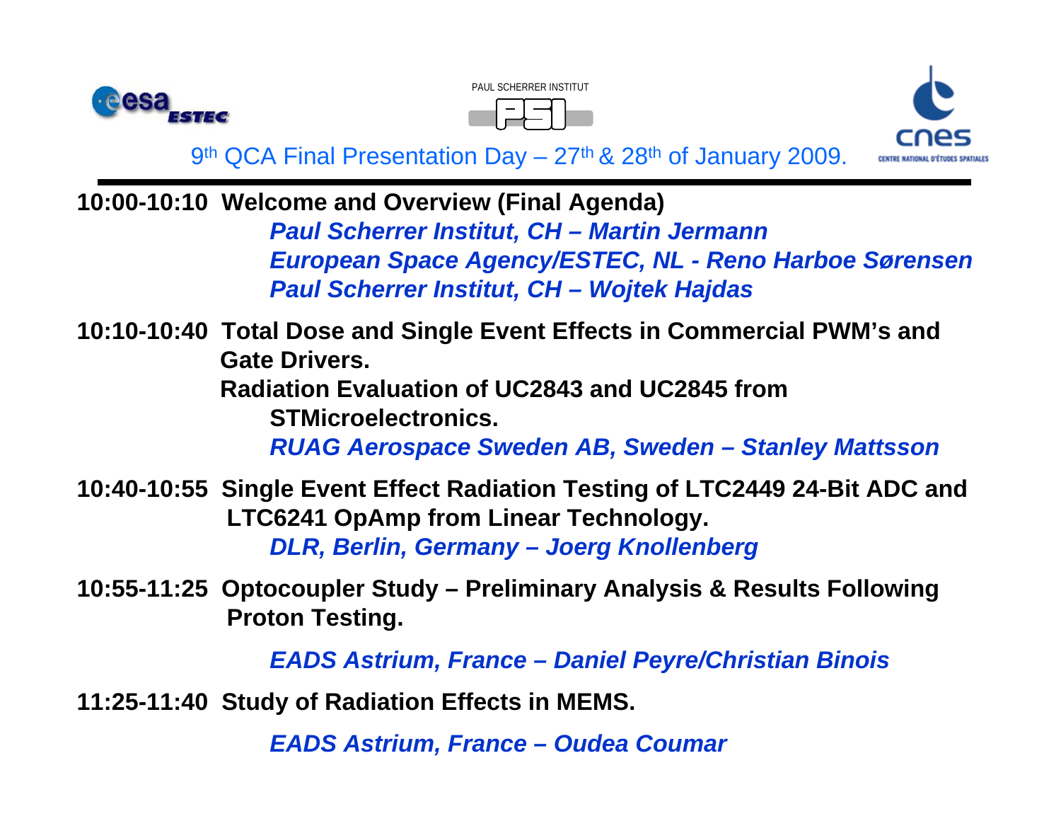PAUL SCHERRER INSTITUT

# 9th QCA Final Presentation Day – 27th & 28th of January 2009.

**10:00-10:10 Welcome and Overview (Final Agenda)**

*Paul Scherrer Institut, CH – Martin Jermann*
*European Space Agency/ESTEC, NL - Reno Harboe Sørensen*
*Paul Scherrer Institut, CH – Wojtek Hajdas*

**10:10-10:40 Total Dose and Single Event Effects in Commercial PWM's and Gate Drivers.**
**Radiation Evaluation of UC2843 and UC2845 from STMicroelectronics.**

*RUAG Aerospace Sweden AB, Sweden – Stanley Mattsson*

**10:40-10:55 Single Event Effect Radiation Testing of LTC2449 24-Bit ADC and LTC6241 OpAmp from Linear Technology.**

*DLR, Berlin, Germany – Joerg Knollenberg*

**10:55-11:25 Optocoupler Study – Preliminary Analysis & Results Following Proton Testing.**

*EADS Astrium, France – Daniel Peyre/Christian Binois*

**11:25-11:40 Study of Radiation Effects in MEMS.**

*EADS Astrium, France – Oudea Coumar*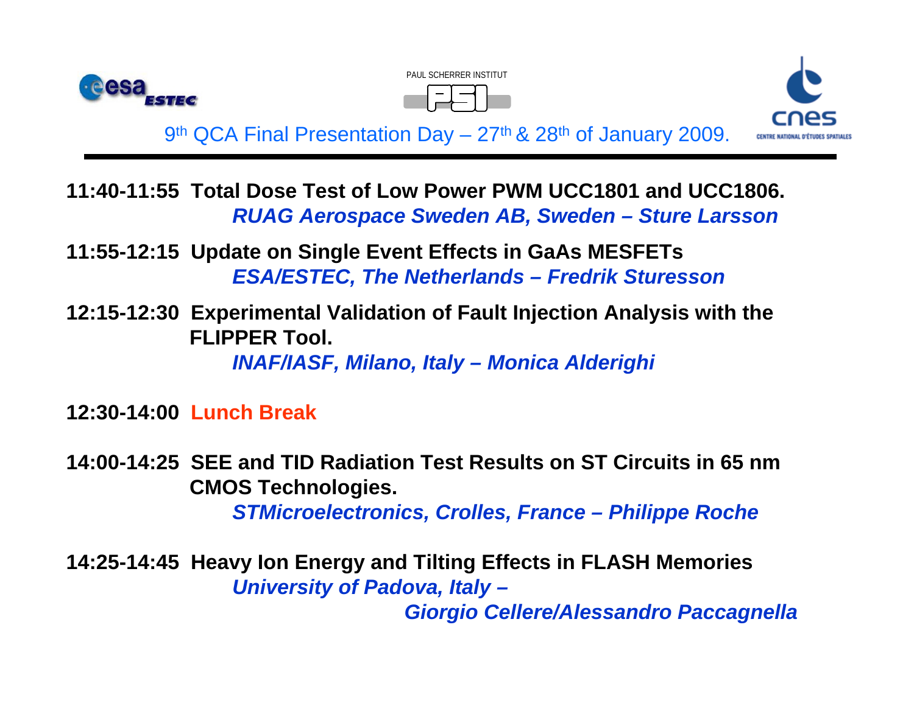9th QCA Final Presentation Day – 27th & 28th of January 2009.

**11:40-11:55 Total Dose Test of Low Power PWM UCC1801 and UCC1806.**
*RUAG Aerospace Sweden AB, Sweden – Sture Larsson*

**11:55-12:15 Update on Single Event Effects in GaAs MESFETs**
*ESA/ESTEC, The Netherlands – Fredrik Sturesson*

**12:15-12:30 Experimental Validation of Fault Injection Analysis with the FLIPPER Tool.**
*INAF/IASF, Milano, Italy – Monica Alderighi*

**12:30-14:00 Lunch Break**

**14:00-14:25 SEE and TID Radiation Test Results on ST Circuits in 65 nm CMOS Technologies.**
*STMicroelectronics, Crolles, France – Philippe Roche*

**14:25-14:45 Heavy Ion Energy and Tilting Effects in FLASH Memories**
*University of Padova, Italy – Giorgio Cellere/Alessandro Paccagnella*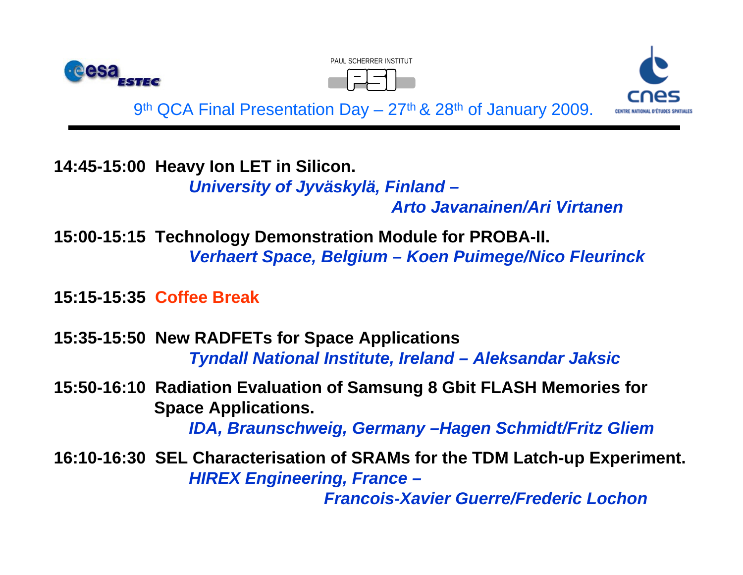9th QCA Final Presentation Day – 27th & 28th of January 2009.

**14:45-15:00 Heavy Ion LET in Silicon.**
*University of Jyväskylä, Finland – Arto Javanainen/Ari Virtanen*

**15:00-15:15 Technology Demonstration Module for PROBA-II.**
*Verhaert Space, Belgium – Koen Puimege/Nico Fleurinck*

**15:15-15:35 Coffee Break**

**15:35-15:50 New RADFETs for Space Applications**
*Tyndall National Institute, Ireland – Aleksandar Jaksic*

**15:50-16:10 Radiation Evaluation of Samsung 8 Gbit FLASH Memories for Space Applications.**
*IDA, Braunschweig, Germany –Hagen Schmidt/Fritz Gliem*

**16:10-16:30 SEL Characterisation of SRAMs for the TDM Latch-up Experiment.**
*HIREX Engineering, France – Francois-Xavier Guerre/Frederic Lochon*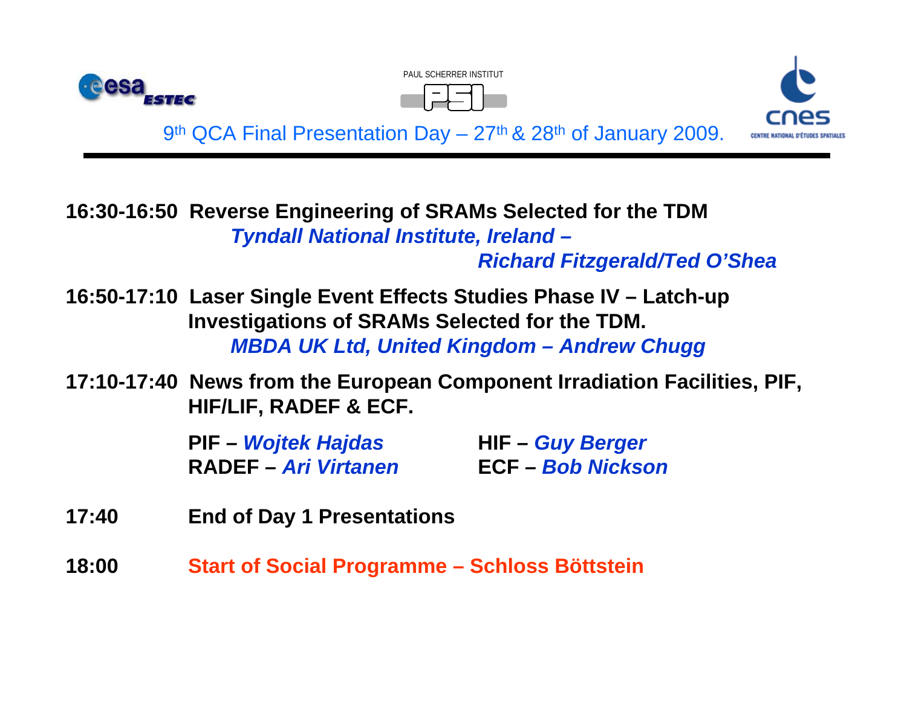9th QCA Final Presentation Day – 27th & 28th of January 2009.

**16:30-16:50 Reverse Engineering of SRAMs Selected for the TDM**
***Tyndall National Institute, Ireland – Richard Fitzgerald/Ted O'Shea***

**16:50-17:10 Laser Single Event Effects Studies Phase IV – Latch-up Investigations of SRAMs Selected for the TDM.**
***MBDA UK Ltd, United Kingdom – Andrew Chugg***

**17:10-17:40 News from the European Component Irradiation Facilities, PIF, HIF/LIF, RADEF & ECF.**

**PIF –** ***Wojtek Hajdas***
**HIF –** ***Guy Berger***
**RADEF –** ***Ari Virtanen***
**ECF –** ***Bob Nickson***

**17:40 End of Day 1 Presentations**

**18:00 Start of Social Programme – Schloss Böttstein**